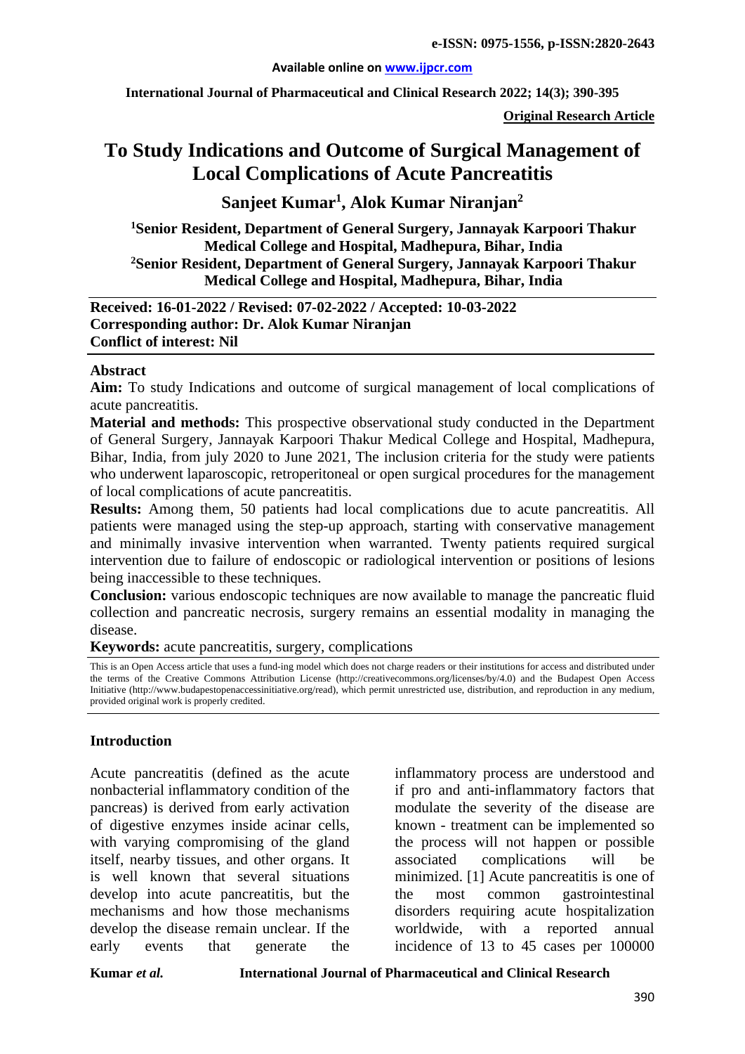# To Study Indications and Outcome of Surgical Management of Local Complications of Acute Pancreatitis

**Sanjeet Kumar[1], Alok Kumar Niranjan[2]**

[1]Senior Resident, Department of General Surgery, Jannayak Karpoori Thakur Medical College and Hospital, Madhepura, Bihar, India

[2]Senior Resident, Department of General Surgery, Jannayak Karpoori Thakur Medical College and Hospital, Madhepura, Bihar, India

**Received: 16-01-2022 / Revised: 07-02-2022 / Accepted: 10-03-2022**
**Corresponding author: Dr. Alok Kumar Niranjan**
**Conflict of interest: Nil**

## Abstract

**Aim:** To study Indications and outcome of surgical management of local complications of acute pancreatitis.

**Material and methods:** This prospective observational study conducted in the Department of General Surgery, Jannayak Karpoori Thakur Medical College and Hospital, Madhepura, Bihar, India, from july 2020 to June 2021, The inclusion criteria for the study were patients who underwent laparoscopic, retroperitoneal or open surgical procedures for the management of local complications of acute pancreatitis.

**Results:** Among them, 50 patients had local complications due to acute pancreatitis. All patients were managed using the step-up approach, starting with conservative management and minimally invasive intervention when warranted. Twenty patients required surgical intervention due to failure of endoscopic or radiological intervention or positions of lesions being inaccessible to these techniques.

**Conclusion:** various endoscopic techniques are now available to manage the pancreatic fluid collection and pancreatic necrosis, surgery remains an essential modality in managing the disease.

**Keywords:** acute pancreatitis, surgery, complications

This is an Open Access article that uses a fund-ing model which does not charge readers or their institutions for access and distributed under the terms of the Creative Commons Attribution License (http://creativecommons.org/licenses/by/4.0) and the Budapest Open Access Initiative (http://www.budapestopenaccessinitiative.org/read), which permit unrestricted use, distribution, and reproduction in any medium, provided original work is properly credited.

## Introduction

Acute pancreatitis (defined as the acute nonbacterial inflammatory condition of the pancreas) is derived from early activation of digestive enzymes inside acinar cells, with varying compromising of the gland itself, nearby tissues, and other organs. It is well known that several situations develop into acute pancreatitis, but the mechanisms and how those mechanisms develop the disease remain unclear. If the early events that generate the inflammatory process are understood and if pro and anti-inflammatory factors that modulate the severity of the disease are known - treatment can be implemented so the process will not happen or possible associated complications will be minimized. [1] Acute pancreatitis is one of the most common gastrointestinal disorders requiring acute hospitalization worldwide, with a reported annual incidence of 13 to 45 cases per 100000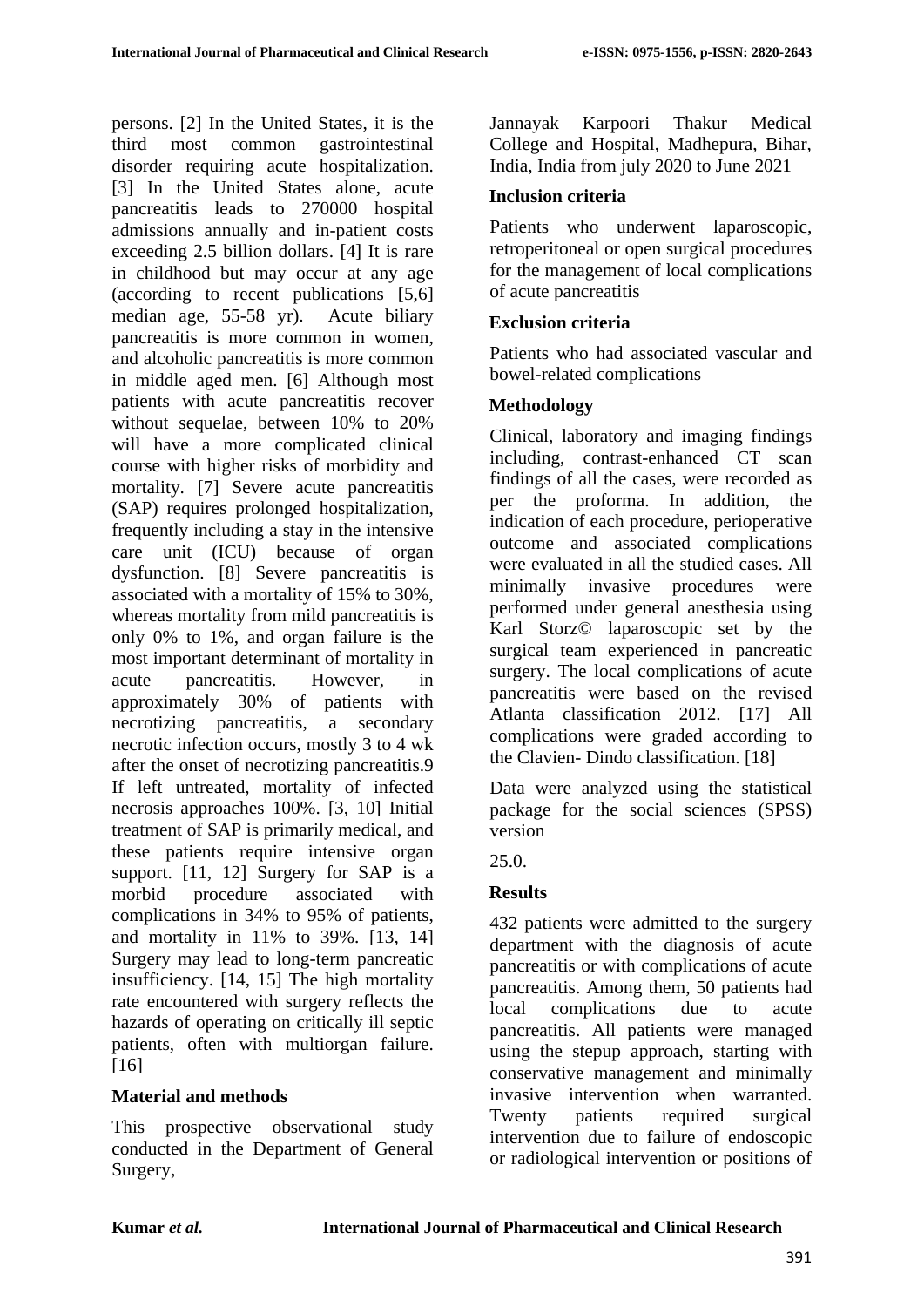persons. [2] In the United States, it is the third most common gastrointestinal disorder requiring acute hospitalization. [3] In the United States alone, acute pancreatitis leads to 270000 hospital admissions annually and in-patient costs exceeding 2.5 billion dollars. [4] It is rare in childhood but may occur at any age (according to recent publications [5,6] median age, 55-58 yr). Acute biliary pancreatitis is more common in women, and alcoholic pancreatitis is more common in middle aged men. [6] Although most patients with acute pancreatitis recover without sequelae, between 10% to 20% will have a more complicated clinical course with higher risks of morbidity and mortality. [7] Severe acute pancreatitis (SAP) requires prolonged hospitalization, frequently including a stay in the intensive care unit (ICU) because of organ dysfunction. [8] Severe pancreatitis is associated with a mortality of 15% to 30%, whereas mortality from mild pancreatitis is only 0% to 1%, and organ failure is the most important determinant of mortality in acute pancreatitis. However, in approximately 30% of patients with necrotizing pancreatitis, a secondary necrotic infection occurs, mostly 3 to 4 wk after the onset of necrotizing pancreatitis.9 If left untreated, mortality of infected necrosis approaches 100%. [3, 10] Initial treatment of SAP is primarily medical, and these patients require intensive organ support. [11, 12] Surgery for SAP is a morbid procedure associated with complications in 34% to 95% of patients, and mortality in 11% to 39%. [13, 14] Surgery may lead to long-term pancreatic insufficiency. [14, 15] The high mortality rate encountered with surgery reflects the hazards of operating on critically ill septic patients, often with multiorgan failure. [16]

## Material and methods

This prospective observational study conducted in the Department of General Surgery, Jannayak Karpoori Thakur Medical College and Hospital, Madhepura, Bihar, India, India from july 2020 to June 2021

### Inclusion criteria

Patients who underwent laparoscopic, retroperitoneal or open surgical procedures for the management of local complications of acute pancreatitis

### Exclusion criteria

Patients who had associated vascular and bowel-related complications

### Methodology

Clinical, laboratory and imaging findings including, contrast-enhanced CT scan findings of all the cases, were recorded as per the proforma. In addition, the indication of each procedure, perioperative outcome and associated complications were evaluated in all the studied cases. All minimally invasive procedures were performed under general anesthesia using Karl Storz© laparoscopic set by the surgical team experienced in pancreatic surgery. The local complications of acute pancreatitis were based on the revised Atlanta classification 2012. [17] All complications were graded according to the Clavien- Dindo classification. [18]

Data were analyzed using the statistical package for the social sciences (SPSS) version

25.0.

## Results

432 patients were admitted to the surgery department with the diagnosis of acute pancreatitis or with complications of acute pancreatitis. Among them, 50 patients had local complications due to acute pancreatitis. All patients were managed using the stepup approach, starting with conservative management and minimally invasive intervention when warranted. Twenty patients required surgical intervention due to failure of endoscopic or radiological intervention or positions of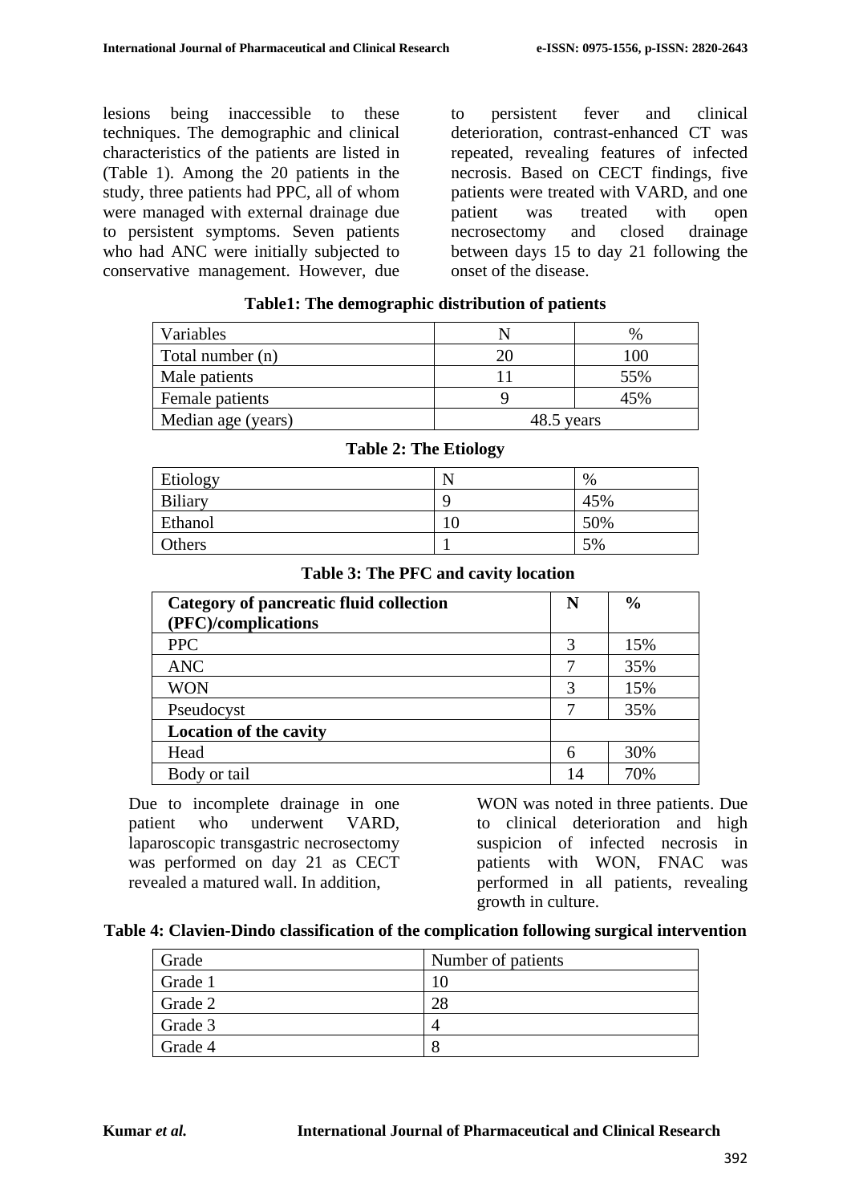lesions being inaccessible to these techniques. The demographic and clinical characteristics of the patients are listed in (Table 1). Among the 20 patients in the study, three patients had PPC, all of whom were managed with external drainage due to persistent symptoms. Seven patients who had ANC were initially subjected to conservative management. However, due to persistent fever and clinical deterioration, contrast-enhanced CT was repeated, revealing features of infected necrosis. Based on CECT findings, five patients were treated with VARD, and one patient was treated with open necrosectomy and closed drainage between days 15 to day 21 following the onset of the disease.

**Table1: The demographic distribution of patients**

| Variables | N | % |
|---|---|---|
| Total number (n) | 20 | 100 |
| Male patients | 11 | 55% |
| Female patients | 9 | 45% |
| Median age (years) | 48.5 years | |

**Table 2: The Etiology**

| Etiology | N | % |
|---|---|---|
| Biliary | 9 | 45% |
| Ethanol | 10 | 50% |
| Others | 1 | 5% |

**Table 3: The PFC and cavity location**

| **Category of pancreatic fluid collection (PFC)/complications** | **N** | **%** |
|---|---|---|
| PPC | 3 | 15% |
| ANC | 7 | 35% |
| WON | 3 | 15% |
| Pseudocyst | 7 | 35% |
| **Location of the cavity** | | |
| Head | 6 | 30% |
| Body or tail | 14 | 70% |

Due to incomplete drainage in one patient who underwent VARD, laparoscopic transgastric necrosectomy was performed on day 21 as CECT revealed a matured wall. In addition, WON was noted in three patients. Due to clinical deterioration and high suspicion of infected necrosis in patients with WON, FNAC was performed in all patients, revealing growth in culture.

**Table 4: Clavien-Dindo classification of the complication following surgical intervention**

| Grade | Number of patients |
|---|---|
| Grade 1 | 10 |
| Grade 2 | 28 |
| Grade 3 | 4 |
| Grade 4 | 8 |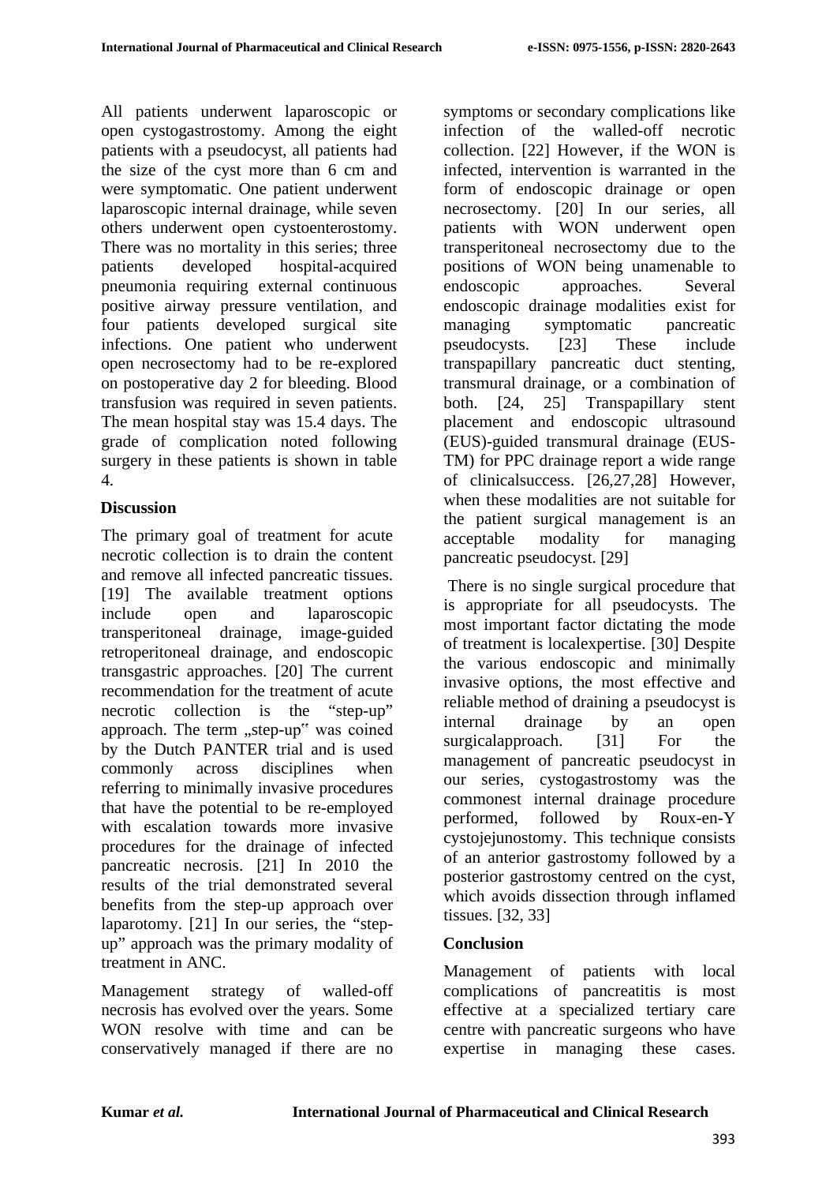All patients underwent laparoscopic or open cystogastrostomy. Among the eight patients with a pseudocyst, all patients had the size of the cyst more than 6 cm and were symptomatic. One patient underwent laparoscopic internal drainage, while seven others underwent open cystoenterostomy. There was no mortality in this series; three patients developed hospital-acquired pneumonia requiring external continuous positive airway pressure ventilation, and four patients developed surgical site infections. One patient who underwent open necrosectomy had to be re-explored on postoperative day 2 for bleeding. Blood transfusion was required in seven patients. The mean hospital stay was 15.4 days. The grade of complication noted following surgery in these patients is shown in table 4.

## Discussion

The primary goal of treatment for acute necrotic collection is to drain the content and remove all infected pancreatic tissues. [19] The available treatment options include open and laparoscopic transperitoneal drainage, image-guided retroperitoneal drainage, and endoscopic transgastric approaches. [20] The current recommendation for the treatment of acute necrotic collection is the "step-up" approach. The term „step-up" was coined by the Dutch PANTER trial and is used commonly across disciplines when referring to minimally invasive procedures that have the potential to be re-employed with escalation towards more invasive procedures for the drainage of infected pancreatic necrosis. [21] In 2010 the results of the trial demonstrated several benefits from the step-up approach over laparotomy. [21] In our series, the "step-up" approach was the primary modality of treatment in ANC.

Management strategy of walled-off necrosis has evolved over the years. Some WON resolve with time and can be conservatively managed if there are no symptoms or secondary complications like infection of the walled-off necrotic collection. [22] However, if the WON is infected, intervention is warranted in the form of endoscopic drainage or open necrosectomy. [20] In our series, all patients with WON underwent open transperitoneal necrosectomy due to the positions of WON being unamenable to endoscopic approaches. Several endoscopic drainage modalities exist for managing symptomatic pancreatic pseudocysts. [23] These include transpapillary pancreatic duct stenting, transmural drainage, or a combination of both. [24, 25] Transpapillary stent placement and endoscopic ultrasound (EUS)-guided transmural drainage (EUS-TM) for PPC drainage report a wide range of clinicalsuccess. [26,27,28] However, when these modalities are not suitable for the patient surgical management is an acceptable modality for managing pancreatic pseudocyst. [29]

There is no single surgical procedure that is appropriate for all pseudocysts. The most important factor dictating the mode of treatment is localexpertise. [30] Despite the various endoscopic and minimally invasive options, the most effective and reliable method of draining a pseudocyst is internal drainage by an open surgicalapproach. [31] For the management of pancreatic pseudocyst in our series, cystogastrostomy was the commonest internal drainage procedure performed, followed by Roux-en-Y cystojejunostomy. This technique consists of an anterior gastrostomy followed by a posterior gastrostomy centred on the cyst, which avoids dissection through inflamed tissues. [32, 33]

## Conclusion

Management of patients with local complications of pancreatitis is most effective at a specialized tertiary care centre with pancreatic surgeons who have expertise in managing these cases.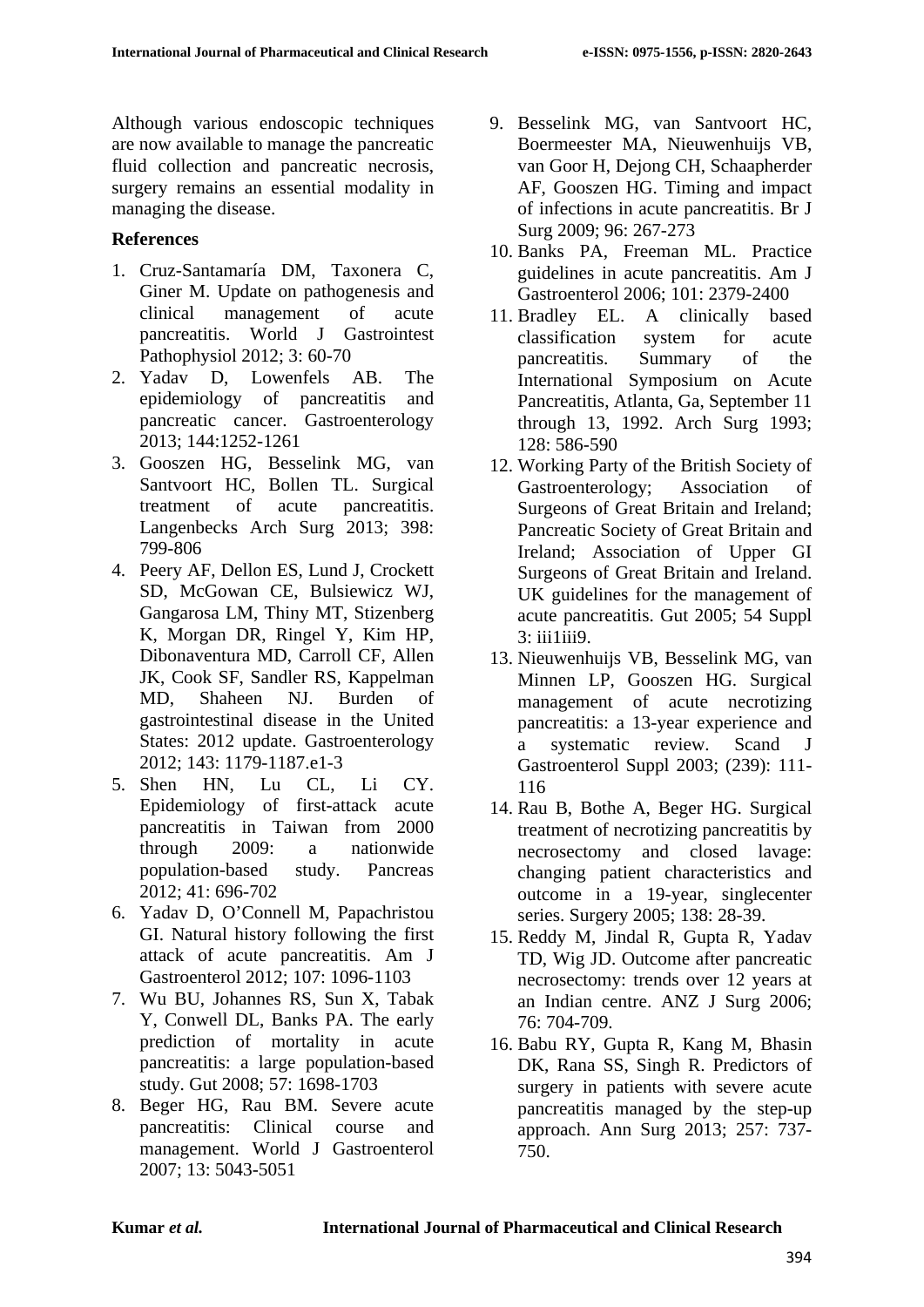Although various endoscopic techniques are now available to manage the pancreatic fluid collection and pancreatic necrosis, surgery remains an essential modality in managing the disease.

**References**

1. Cruz-Santamaría DM, Taxonera C, Giner M. Update on pathogenesis and clinical management of acute pancreatitis. World J Gastrointest Pathophysiol 2012; 3: 60-70
2. Yadav D, Lowenfels AB. The epidemiology of pancreatitis and pancreatic cancer. Gastroenterology 2013; 144:1252-1261
3. Gooszen HG, Besselink MG, van Santvoort HC, Bollen TL. Surgical treatment of acute pancreatitis. Langenbecks Arch Surg 2013; 398: 799-806
4. Peery AF, Dellon ES, Lund J, Crockett SD, McGowan CE, Bulsiewicz WJ, Gangarosa LM, Thiny MT, Stizenberg K, Morgan DR, Ringel Y, Kim HP, Dibonaventura MD, Carroll CF, Allen JK, Cook SF, Sandler RS, Kappelman MD, Shaheen NJ. Burden of gastrointestinal disease in the United States: 2012 update. Gastroenterology 2012; 143: 1179-1187.e1-3
5. Shen HN, Lu CL, Li CY. Epidemiology of first-attack acute pancreatitis in Taiwan from 2000 through 2009: a nationwide population-based study. Pancreas 2012; 41: 696-702
6. Yadav D, O'Connell M, Papachristou GI. Natural history following the first attack of acute pancreatitis. Am J Gastroenterol 2012; 107: 1096-1103
7. Wu BU, Johannes RS, Sun X, Tabak Y, Conwell DL, Banks PA. The early prediction of mortality in acute pancreatitis: a large population-based study. Gut 2008; 57: 1698-1703
8. Beger HG, Rau BM. Severe acute pancreatitis: Clinical course and management. World J Gastroenterol 2007; 13: 5043-5051
9. Besselink MG, van Santvoort HC, Boermeester MA, Nieuwenhuijs VB, van Goor H, Dejong CH, Schaapherder AF, Gooszen HG. Timing and impact of infections in acute pancreatitis. Br J Surg 2009; 96: 267-273
10. Banks PA, Freeman ML. Practice guidelines in acute pancreatitis. Am J Gastroenterol 2006; 101: 2379-2400
11. Bradley EL. A clinically based classification system for acute pancreatitis. Summary of the International Symposium on Acute Pancreatitis, Atlanta, Ga, September 11 through 13, 1992. Arch Surg 1993; 128: 586-590
12. Working Party of the British Society of Gastroenterology; Association of Surgeons of Great Britain and Ireland; Pancreatic Society of Great Britain and Ireland; Association of Upper GI Surgeons of Great Britain and Ireland. UK guidelines for the management of acute pancreatitis. Gut 2005; 54 Suppl 3: iii1iii9.
13. Nieuwenhuijs VB, Besselink MG, van Minnen LP, Gooszen HG. Surgical management of acute necrotizing pancreatitis: a 13-year experience and a systematic review. Scand J Gastroenterol Suppl 2003; (239): 111-116
14. Rau B, Bothe A, Beger HG. Surgical treatment of necrotizing pancreatitis by necrosectomy and closed lavage: changing patient characteristics and outcome in a 19-year, singlecenter series. Surgery 2005; 138: 28-39.
15. Reddy M, Jindal R, Gupta R, Yadav TD, Wig JD. Outcome after pancreatic necrosectomy: trends over 12 years at an Indian centre. ANZ J Surg 2006; 76: 704-709.
16. Babu RY, Gupta R, Kang M, Bhasin DK, Rana SS, Singh R. Predictors of surgery in patients with severe acute pancreatitis managed by the step-up approach. Ann Surg 2013; 257: 737-750.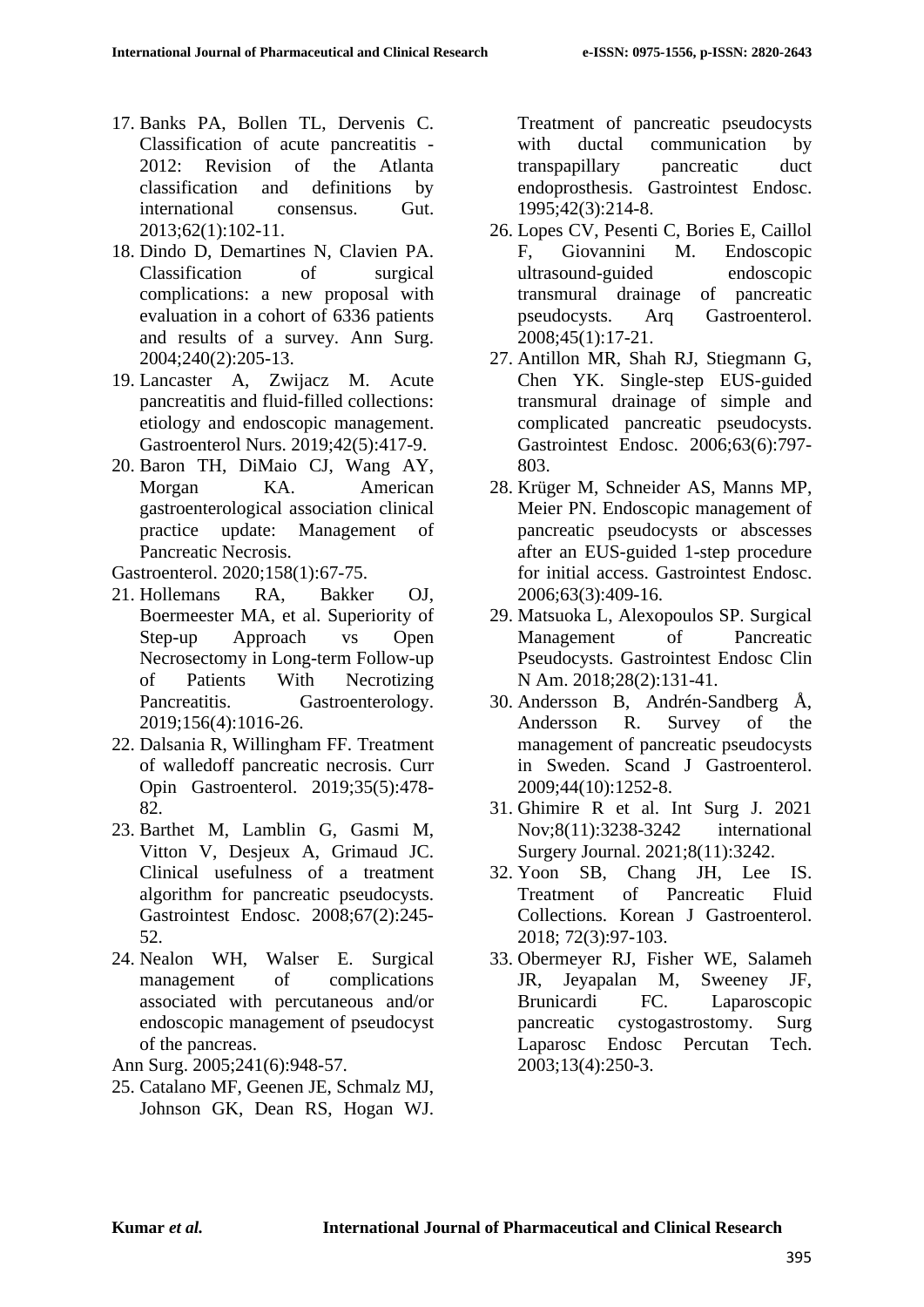17. Banks PA, Bollen TL, Dervenis C. Classification of acute pancreatitis - 2012: Revision of the Atlanta classification and definitions by international consensus. Gut. 2013;62(1):102-11.
18. Dindo D, Demartines N, Clavien PA. Classification of surgical complications: a new proposal with evaluation in a cohort of 6336 patients and results of a survey. Ann Surg. 2004;240(2):205-13.
19. Lancaster A, Zwijacz M. Acute pancreatitis and fluid-filled collections: etiology and endoscopic management. Gastroenterol Nurs. 2019;42(5):417-9.
20. Baron TH, DiMaio CJ, Wang AY, Morgan KA. American gastroenterological association clinical practice update: Management of Pancreatic Necrosis.

Gastroenterol. 2020;158(1):67-75.

21. Hollemans RA, Bakker OJ, Boermeester MA, et al. Superiority of Step-up Approach vs Open Necrosectomy in Long-term Follow-up of Patients With Necrotizing Pancreatitis. Gastroenterology. 2019;156(4):1016-26.
22. Dalsania R, Willingham FF. Treatment of walledoff pancreatic necrosis. Curr Opin Gastroenterol. 2019;35(5):478-82.
23. Barthet M, Lamblin G, Gasmi M, Vitton V, Desjeux A, Grimaud JC. Clinical usefulness of a treatment algorithm for pancreatic pseudocysts. Gastrointest Endosc. 2008;67(2):245-52.
24. Nealon WH, Walser E. Surgical management of complications associated with percutaneous and/or endoscopic management of pseudocyst of the pancreas.

Ann Surg. 2005;241(6):948-57.

25. Catalano MF, Geenen JE, Schmalz MJ, Johnson GK, Dean RS, Hogan WJ. Treatment of pancreatic pseudocysts with ductal communication by transpapillary pancreatic duct endoprosthesis. Gastrointest Endosc. 1995;42(3):214-8.
26. Lopes CV, Pesenti C, Bories E, Caillol F, Giovannini M. Endoscopic ultrasound-guided endoscopic transmural drainage of pancreatic pseudocysts. Arq Gastroenterol. 2008;45(1):17-21.
27. Antillon MR, Shah RJ, Stiegmann G, Chen YK. Single-step EUS-guided transmural drainage of simple and complicated pancreatic pseudocysts. Gastrointest Endosc. 2006;63(6):797-803.
28. Krüger M, Schneider AS, Manns MP, Meier PN. Endoscopic management of pancreatic pseudocysts or abscesses after an EUS-guided 1-step procedure for initial access. Gastrointest Endosc. 2006;63(3):409-16.
29. Matsuoka L, Alexopoulos SP. Surgical Management of Pancreatic Pseudocysts. Gastrointest Endosc Clin N Am. 2018;28(2):131-41.
30. Andersson B, Andrén-Sandberg Å, Andersson R. Survey of the management of pancreatic pseudocysts in Sweden. Scand J Gastroenterol. 2009;44(10):1252-8.
31. Ghimire R et al. Int Surg J. 2021 Nov;8(11):3238-3242 international Surgery Journal. 2021;8(11):3242.
32. Yoon SB, Chang JH, Lee IS. Treatment of Pancreatic Fluid Collections. Korean J Gastroenterol. 2018; 72(3):97-103.
33. Obermeyer RJ, Fisher WE, Salameh JR, Jeyapalan M, Sweeney JF, Brunicardi FC. Laparoscopic pancreatic cystogastrostomy. Surg Laparosc Endosc Percutan Tech. 2003;13(4):250-3.